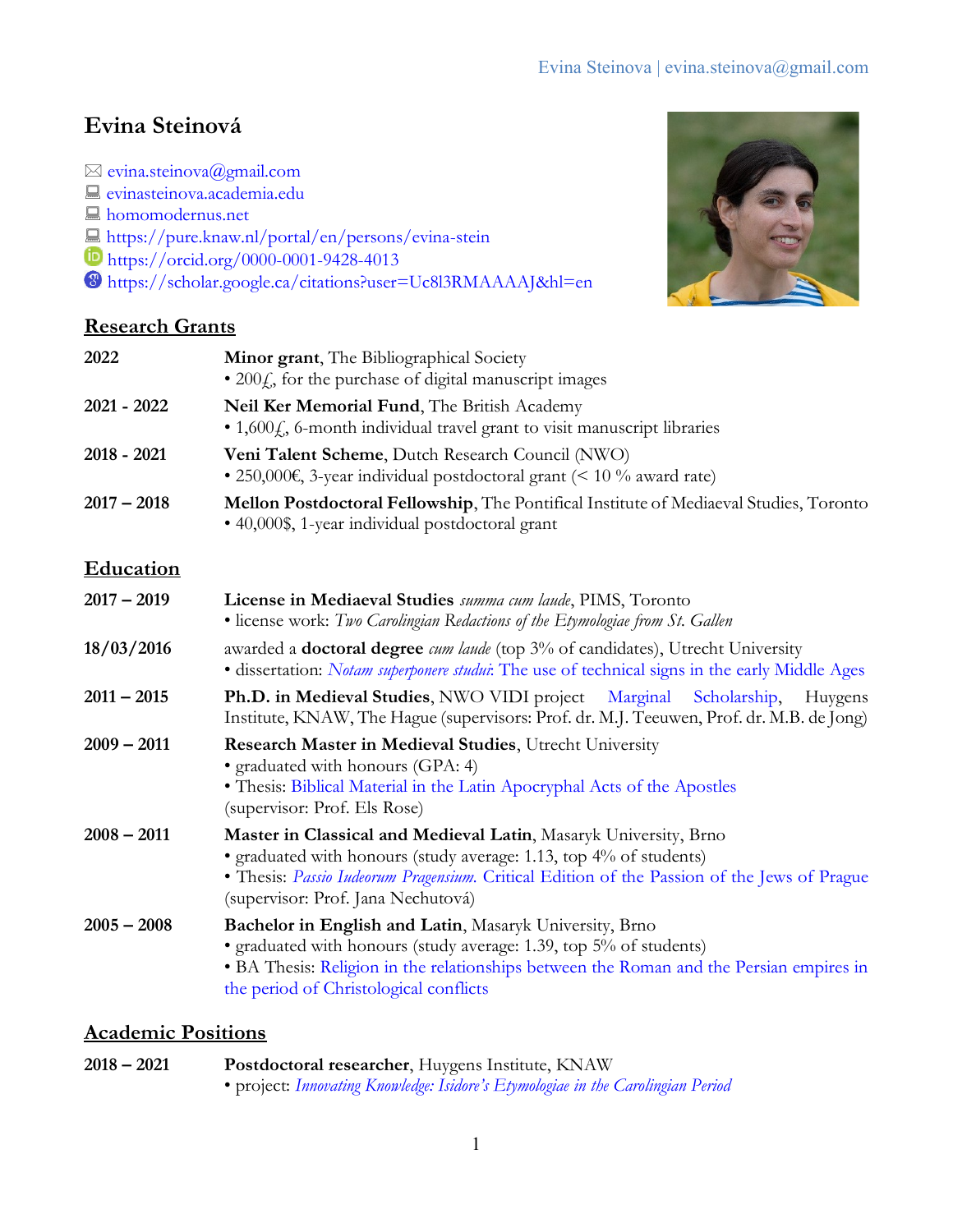# Evina Steinová

✉ evina.steinova@gmail.com
evinasteinova.academia.edu
homomodernus.net
https://pure.knaw.nl/portal/en/persons/evina-stein
https://orcid.org/0000-0001-9428-4013
https://scholar.google.ca/citations?user=Uc8l3RMAAAAJ&hl=en

## Research Grants

**2022** — **Minor grant**, The Bibliographical Society
• 200£, for the purchase of digital manuscript images

**2021 - 2022** — **Neil Ker Memorial Fund**, The British Academy
• 1,600£, 6-month individual travel grant to visit manuscript libraries

**2018 - 2021** — **Veni Talent Scheme**, Dutch Research Council (NWO)
• 250,000€, 3-year individual postdoctoral grant (< 10 % award rate)

**2017 – 2018** — **Mellon Postdoctoral Fellowship**, The Pontifical Institute of Mediaeval Studies, Toronto
• 40,000$, 1-year individual postdoctoral grant

## Education

**2017 – 2019** — **License in Mediaeval Studies** *summa cum laude*, PIMS, Toronto
• license work: *Two Carolingian Redactions of the Etymologiae from St. Gallen*

**18/03/2016** — awarded a **doctoral degree** *cum laude* (top 3% of candidates), Utrecht University
• dissertation: *Notam superponere studui*: The use of technical signs in the early Middle Ages

**2011 – 2015** — **Ph.D. in Medieval Studies**, NWO VIDI project Marginal Scholarship, Huygens Institute, KNAW, The Hague (supervisors: Prof. dr. M.J. Teeuwen, Prof. dr. M.B. de Jong)

**2009 – 2011** — **Research Master in Medieval Studies**, Utrecht University
• graduated with honours (GPA: 4)
• Thesis: Biblical Material in the Latin Apocryphal Acts of the Apostles
(supervisor: Prof. Els Rose)

**2008 – 2011** — **Master in Classical and Medieval Latin**, Masaryk University, Brno
• graduated with honours (study average: 1.13, top 4% of students)
• Thesis: *Passio Iudeorum Pragensium*. Critical Edition of the Passion of the Jews of Prague
(supervisor: Prof. Jana Nechutová)

**2005 – 2008** — **Bachelor in English and Latin**, Masaryk University, Brno
• graduated with honours (study average: 1.39, top 5% of students)
• BA Thesis: Religion in the relationships between the Roman and the Persian empires in the period of Christological conflicts

## Academic Positions

**2018 – 2021** — **Postdoctoral researcher**, Huygens Institute, KNAW
• project: *Innovating Knowledge: Isidore's Etymologiae in the Carolingian Period*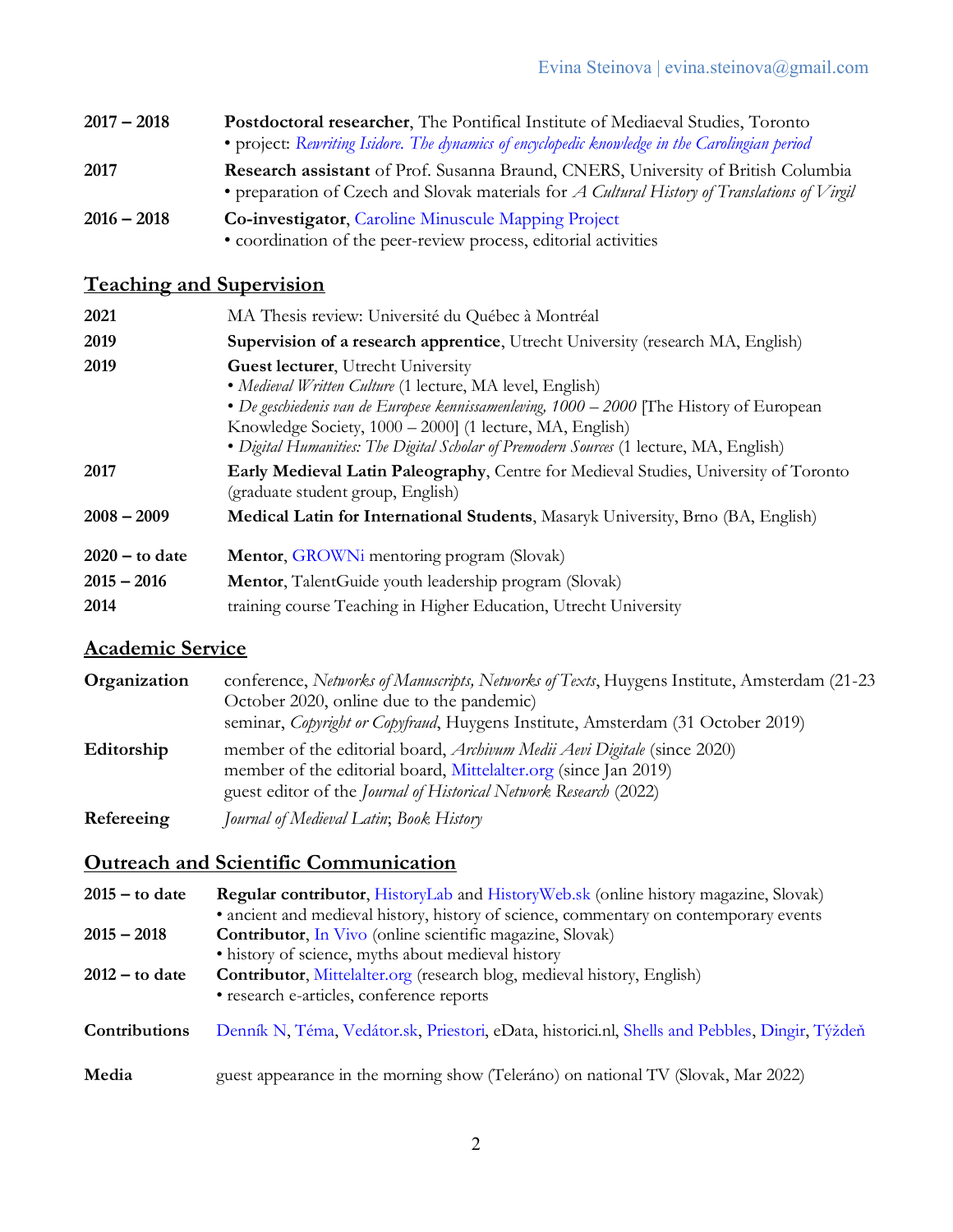| | |
|---|---|
| **2017 – 2018** | **Postdoctoral researcher**, The Pontifical Institute of Mediaeval Studies, Toronto<br>• project: *Rewriting Isidore. The dynamics of encyclopedic knowledge in the Carolingian period* |
| **2017** | **Research assistant** of Prof. Susanna Braund, CNERS, University of British Columbia<br>• preparation of Czech and Slovak materials for *A Cultural History of Translations of Virgil* |
| **2016 – 2018** | **Co-investigator**, Caroline Minuscule Mapping Project<br>• coordination of the peer-review process, editorial activities |

## Teaching and Supervision

| | |
|---|---|
| **2021** | MA Thesis review: Université du Québec à Montréal |
| **2019** | **Supervision of a research apprentice**, Utrecht University (research MA, English) |
| **2019** | **Guest lecturer**, Utrecht University<br>• *Medieval Written Culture* (1 lecture, MA level, English)<br>• *De geschiedenis van de Europese kennissamenleving, 1000 – 2000* [The History of European Knowledge Society, 1000 – 2000] (1 lecture, MA, English)<br>• *Digital Humanities: The Digital Scholar of Premodern Sources* (1 lecture, MA, English) |
| **2017** | **Early Medieval Latin Paleography**, Centre for Medieval Studies, University of Toronto (graduate student group, English) |
| **2008 – 2009** | **Medical Latin for International Students**, Masaryk University, Brno (BA, English) |
| **2020 – to date** | **Mentor**, GROWNi mentoring program (Slovak) |
| **2015 – 2016** | **Mentor**, TalentGuide youth leadership program (Slovak) |
| **2014** | training course Teaching in Higher Education, Utrecht University |

## Academic Service

| | |
|---|---|
| **Organization** | conference, *Networks of Manuscripts, Networks of Texts*, Huygens Institute, Amsterdam (21-23 October 2020, online due to the pandemic)<br>seminar, *Copyright or Copyfraud*, Huygens Institute, Amsterdam (31 October 2019) |
| **Editorship** | member of the editorial board, *Archivum Medii Aevi Digitale* (since 2020)<br>member of the editorial board, Mittelalter.org (since Jan 2019)<br>guest editor of the *Journal of Historical Network Research* (2022) |
| **Refereeing** | *Journal of Medieval Latin*; *Book History* |

## Outreach and Scientific Communication

| | |
|---|---|
| **2015 – to date** | **Regular contributor**, HistoryLab and HistoryWeb.sk (online history magazine, Slovak)<br>• ancient and medieval history, history of science, commentary on contemporary events |
| **2015 – 2018** | **Contributor**, In Vivo (online scientific magazine, Slovak)<br>• history of science, myths about medieval history |
| **2012 – to date** | **Contributor**, Mittelalter.org (research blog, medieval history, English)<br>• research e-articles, conference reports |
| **Contributions** | Denník N, Téma, Vedátor.sk, Priestori, eData, historici.nl, Shells and Pebbles, Dingir, Týždeň |
| **Media** | guest appearance in the morning show (Teleráno) on national TV (Slovak, Mar 2022) |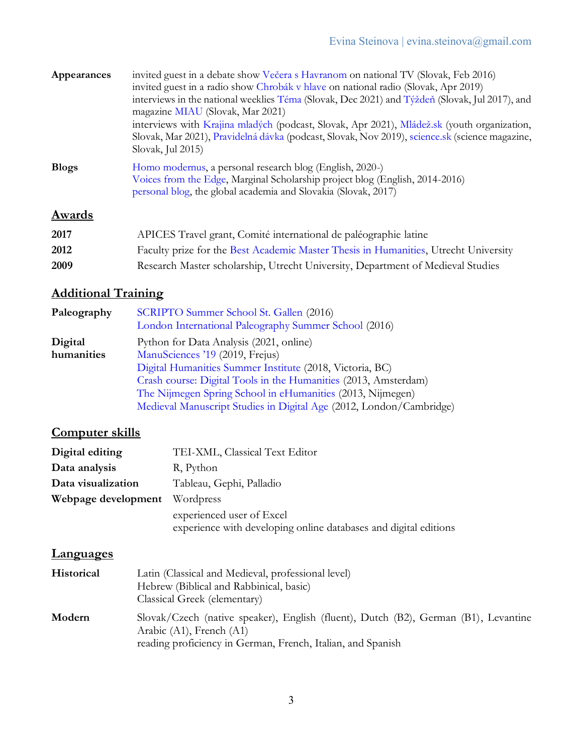**Appearances**
invited guest in a debate show Večera s Havranom on national TV (Slovak, Feb 2016)
invited guest in a radio show Chrobák v hlave on national radio (Slovak, Apr 2019)
interviews in the national weeklies Téma (Slovak, Dec 2021) and Týždeň (Slovak, Jul 2017), and magazine MIAU (Slovak, Mar 2021)
interviews with Krajina mladých (podcast, Slovak, Apr 2021), Mládež.sk (youth organization, Slovak, Mar 2021), Pravidelná dávka (podcast, Slovak, Nov 2019), science.sk (science magazine, Slovak, Jul 2015)

**Blogs**
Homo modernus, a personal research blog (English, 2020-)
Voices from the Edge, Marginal Scholarship project blog (English, 2014-2016)
personal blog, the global academia and Slovakia (Slovak, 2017)

## Awards

**2017** APICES Travel grant, Comité international de paléographie latine

**2012** Faculty prize for the Best Academic Master Thesis in Humanities, Utrecht University

**2009** Research Master scholarship, Utrecht University, Department of Medieval Studies

## Additional Training

**Paleography**
SCRIPTO Summer School St. Gallen (2016)
London International Paleography Summer School (2016)

**Digital humanities**
Python for Data Analysis (2021, online)
ManuSciences '19 (2019, Frejus)
Digital Humanities Summer Institute (2018, Victoria, BC)
Crash course: Digital Tools in the Humanities (2013, Amsterdam)
The Nijmegen Spring School in eHumanities (2013, Nijmegen)
Medieval Manuscript Studies in Digital Age (2012, London/Cambridge)

## Computer skills

**Digital editing** TEI-XML, Classical Text Editor

**Data analysis** R, Python

**Data visualization** Tableau, Gephi, Palladio

**Webpage development** Wordpress

experienced user of Excel
experience with developing online databases and digital editions

## Languages

**Historical**
Latin (Classical and Medieval, professional level)
Hebrew (Biblical and Rabbinical, basic)
Classical Greek (elementary)

**Modern**
Slovak/Czech (native speaker), English (fluent), Dutch (B2), German (B1), Levantine Arabic (A1), French (A1)
reading proficiency in German, French, Italian, and Spanish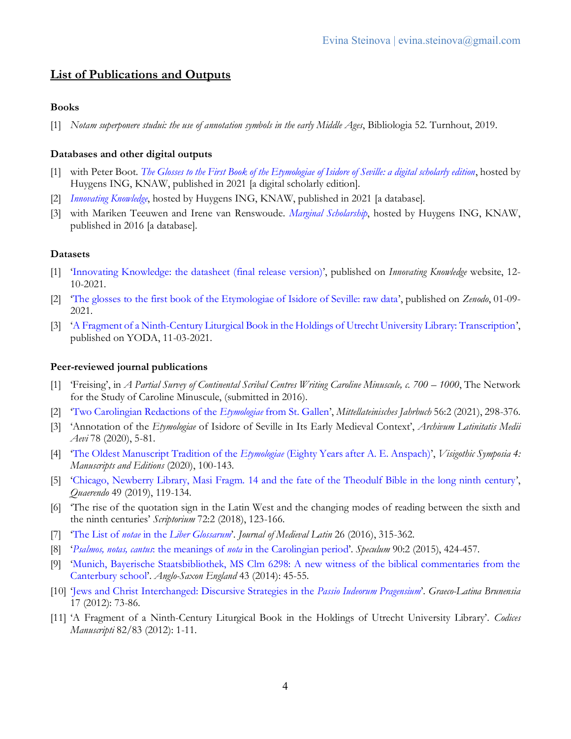## List of Publications and Outputs

### Books

[1] *Notam superponere studui: the use of annotation symbols in the early Middle Ages*, Bibliologia 52. Turnhout, 2019.

### Databases and other digital outputs

[1] with Peter Boot. *The Glosses to the First Book of the Etymologiae of Isidore of Seville: a digital scholarly edition*, hosted by Huygens ING, KNAW, published in 2021 [a digital scholarly edition].

[2] *Innovating Knowledge*, hosted by Huygens ING, KNAW, published in 2021 [a database].

[3] with Mariken Teeuwen and Irene van Renswoude. *Marginal Scholarship*, hosted by Huygens ING, KNAW, published in 2016 [a database].

### Datasets

[1] 'Innovating Knowledge: the datasheet (final release version)', published on *Innovating Knowledge* website, 12-10-2021.

[2] 'The glosses to the first book of the Etymologiae of Isidore of Seville: raw data', published on *Zenodo*, 01-09-2021.

[3] 'A Fragment of a Ninth-Century Liturgical Book in the Holdings of Utrecht University Library: Transcription', published on YODA, 11-03-2021.

### Peer-reviewed journal publications

[1] 'Freising', in *A Partial Survey of Continental Scribal Centres Writing Caroline Minuscule, c. 700 – 1000*, The Network for the Study of Caroline Minuscule, (submitted in 2016).

[2] 'Two Carolingian Redactions of the *Etymologiae* from St. Gallen', *Mittellateinisches Jahrbuch* 56:2 (2021), 298-376.

[3] 'Annotation of the *Etymologiae* of Isidore of Seville in Its Early Medieval Context', *Archivum Latinitatis Medii Aevi* 78 (2020), 5-81.

[4] 'The Oldest Manuscript Tradition of the *Etymologiae* (Eighty Years after A. E. Anspach)', *Visigothic Symposia 4: Manuscripts and Editions* (2020), 100-143.

[5] 'Chicago, Newberry Library, Masi Fragm. 14 and the fate of the Theodulf Bible in the long ninth century', *Quaerendo* 49 (2019), 119-134.

[6] 'The rise of the quotation sign in the Latin West and the changing modes of reading between the sixth and the ninth centuries' *Scriptorium* 72:2 (2018), 123-166.

[7] 'The List of *notae* in the *Liber Glossarum*'. *Journal of Medieval Latin* 26 (2016), 315-362.

[8] '*Psalmos, notas, cantus*: the meanings of *nota* in the Carolingian period'. *Speculum* 90:2 (2015), 424-457.

[9] 'Munich, Bayerische Staatsbibliothek, MS Clm 6298: A new witness of the biblical commentaries from the Canterbury school'. *Anglo-Saxon England* 43 (2014): 45-55.

[10] 'Jews and Christ Interchanged: Discursive Strategies in the *Passio Iudeorum Pragensium*'. *Graeco-Latina Brunensia* 17 (2012): 73-86.

[11] 'A Fragment of a Ninth-Century Liturgical Book in the Holdings of Utrecht University Library'. *Codices Manuscripti* 82/83 (2012): 1-11.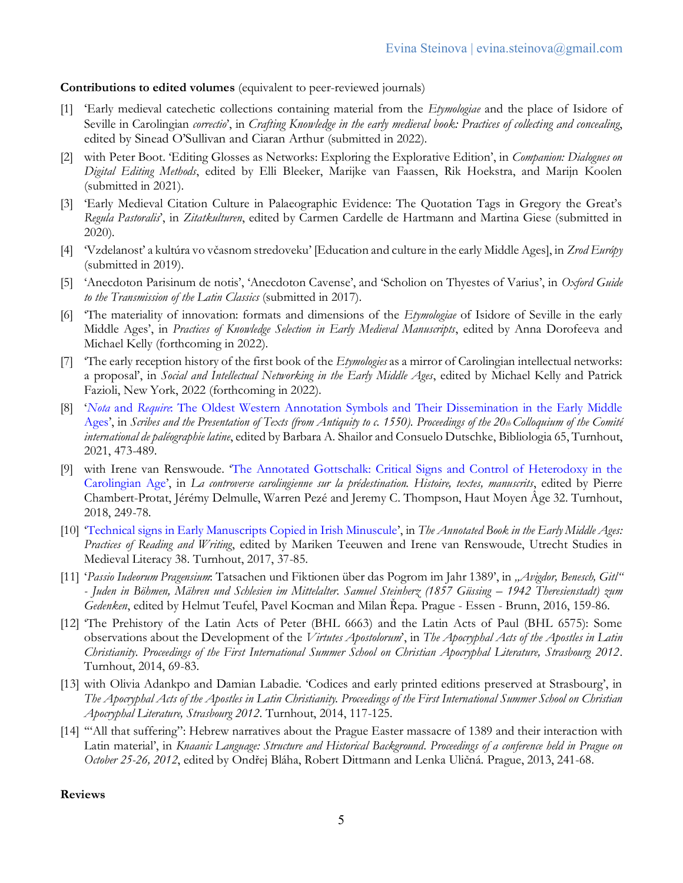**Contributions to edited volumes** (equivalent to peer-reviewed journals)

[1] 'Early medieval catechetic collections containing material from the *Etymologiae* and the place of Isidore of Seville in Carolingian *correctio*', in *Crafting Knowledge in the early medieval book: Practices of collecting and concealing*, edited by Sinead O'Sullivan and Ciaran Arthur (submitted in 2022).

[2] with Peter Boot. 'Editing Glosses as Networks: Exploring the Explorative Edition', in *Companion: Dialogues on Digital Editing Methods*, edited by Elli Bleeker, Marijke van Faassen, Rik Hoekstra, and Marijn Koolen (submitted in 2021).

[3] 'Early Medieval Citation Culture in Palaeographic Evidence: The Quotation Tags in Gregory the Great's *Regula Pastoralis*', in *Zitatkulturen*, edited by Carmen Cardelle de Hartmann and Martina Giese (submitted in 2020).

[4] 'Vzdelanosť a kultúra vo včasnom stredoveku' [Education and culture in the early Middle Ages], in *Zrod Európy* (submitted in 2019).

[5] 'Anecdoton Parisinum de notis', 'Anecdoton Cavense', and 'Scholion on Thyestes of Varius', in *Oxford Guide to the Transmission of the Latin Classics* (submitted in 2017).

[6] 'The materiality of innovation: formats and dimensions of the *Etymologiae* of Isidore of Seville in the early Middle Ages', in *Practices of Knowledge Selection in Early Medieval Manuscripts*, edited by Anna Dorofeeva and Michael Kelly (forthcoming in 2022).

[7] 'The early reception history of the first book of the *Etymologies* as a mirror of Carolingian intellectual networks: a proposal', in *Social and Intellectual Networking in the Early Middle Ages*, edited by Michael Kelly and Patrick Fazioli, New York, 2022 (forthcoming in 2022).

[8] '*Nota* and *Require*: The Oldest Western Annotation Symbols and Their Dissemination in the Early Middle Ages', in *Scribes and the Presentation of Texts (from Antiquity to c. 1550). Proceedings of the 20th Colloquium of the Comité international de paléographie latine*, edited by Barbara A. Shailor and Consuelo Dutschke, Bibliologia 65, Turnhout, 2021, 473-489.

[9] with Irene van Renswoude. 'The Annotated Gottschalk: Critical Signs and Control of Heterodoxy in the Carolingian Age', in *La controverse carolingienne sur la prédestination. Histoire, textes, manuscrits*, edited by Pierre Chambert-Protat, Jérémy Delmulle, Warren Pezé and Jeremy C. Thompson, Haut Moyen Âge 32. Turnhout, 2018, 249-78.

[10] 'Technical signs in Early Manuscripts Copied in Irish Minuscule', in *The Annotated Book in the Early Middle Ages: Practices of Reading and Writing*, edited by Mariken Teeuwen and Irene van Renswoude, Utrecht Studies in Medieval Literacy 38. Turnhout, 2017, 37-85.

[11] '*Passio Iudeorum Pragensium*: Tatsachen und Fiktionen über das Pogrom im Jahr 1389', in *„Avigdor, Benesch, Gitl" - Juden in Böhmen, Mähren und Schlesien im Mittelalter. Samuel Steinherz (1857 Güssing – 1942 Theresienstadt) zum Gedenken*, edited by Helmut Teufel, Pavel Kocman and Milan Řepa. Prague - Essen - Brunn, 2016, 159-86.

[12] 'The Prehistory of the Latin Acts of Peter (BHL 6663) and the Latin Acts of Paul (BHL 6575): Some observations about the Development of the *Virtutes Apostolorum*', in *The Apocryphal Acts of the Apostles in Latin Christianity. Proceedings of the First International Summer School on Christian Apocryphal Literature, Strasbourg 2012*. Turnhout, 2014, 69-83.

[13] with Olivia Adankpo and Damian Labadie. 'Codices and early printed editions preserved at Strasbourg', in *The Apocryphal Acts of the Apostles in Latin Christianity. Proceedings of the First International Summer School on Christian Apocryphal Literature, Strasbourg 2012*. Turnhout, 2014, 117-125.

[14] '"All that suffering": Hebrew narratives about the Prague Easter massacre of 1389 and their interaction with Latin material', in *Knaanic Language: Structure and Historical Background. Proceedings of a conference held in Prague on October 25-26, 2012*, edited by Ondřej Bláha, Robert Dittmann and Lenka Uličná. Prague, 2013, 241-68.

**Reviews**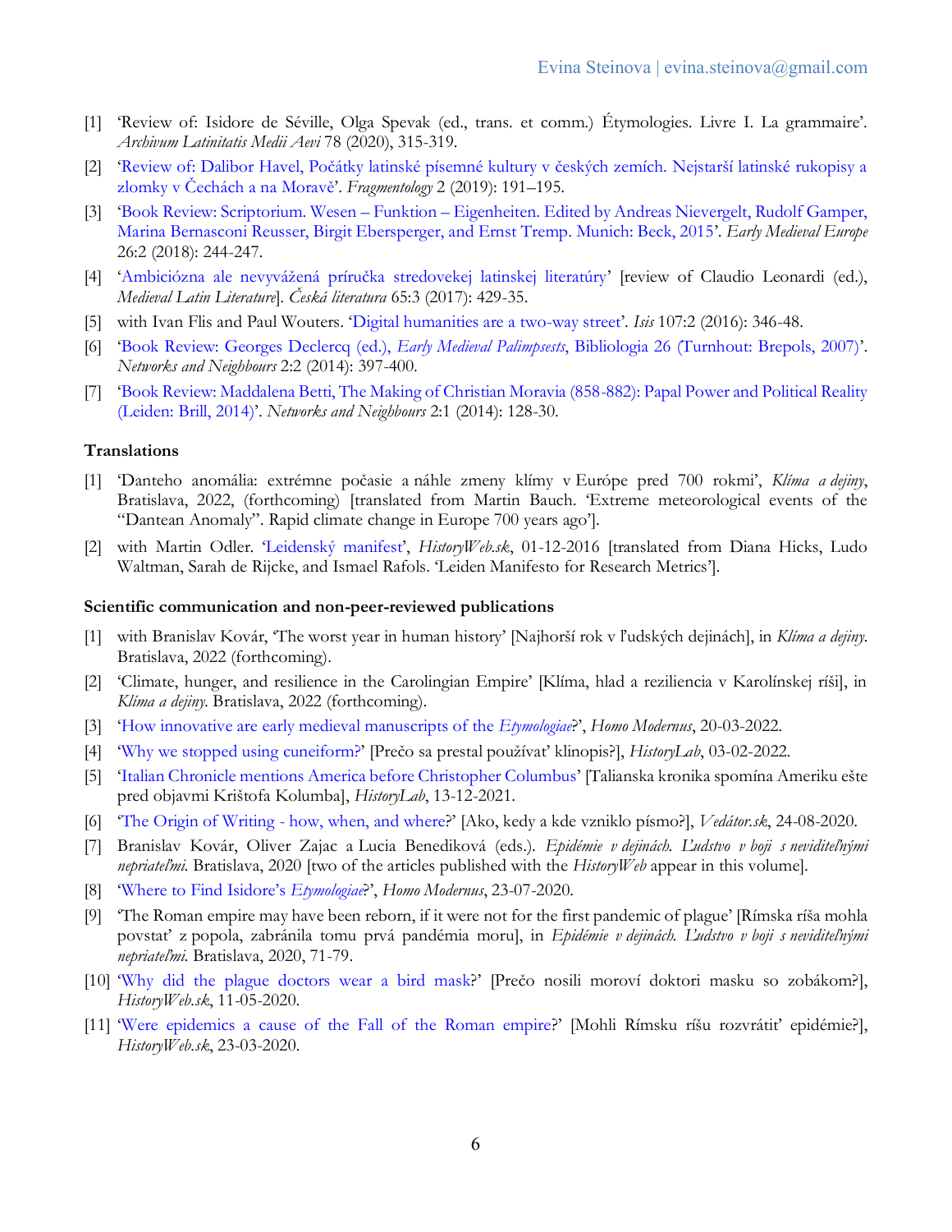[1] 'Review of: Isidore de Séville, Olga Spevak (ed., trans. et comm.) Étymologies. Livre I. La grammaire'. *Archivum Latinitatis Medii Aevi* 78 (2020), 315-319.

[2] 'Review of: Dalibor Havel, Počátky latinské písemné kultury v českých zemích. Nejstarší latinské rukopisy a zlomky v Čechách a na Moravě'. *Fragmentology* 2 (2019): 191–195.

[3] 'Book Review: Scriptorium. Wesen – Funktion – Eigenheiten. Edited by Andreas Nievergelt, Rudolf Gamper, Marina Bernasconi Reusser, Birgit Ebersperger, and Ernst Tremp. Munich: Beck, 2015'. *Early Medieval Europe* 26:2 (2018): 244-247.

[4] 'Ambiciózna ale nevyvážená príručka stredovekej latinskej literatúry' [review of Claudio Leonardi (ed.), *Medieval Latin Literature*]. *Česká literatura* 65:3 (2017): 429-35.

[5] with Ivan Flis and Paul Wouters. 'Digital humanities are a two-way street'. *Isis* 107:2 (2016): 346-48.

[6] 'Book Review: Georges Declercq (ed.), *Early Medieval Palimpsests*, Bibliologia 26 (Turnhout: Brepols, 2007)'. *Networks and Neighbours* 2:2 (2014): 397-400.

[7] 'Book Review: Maddalena Betti, The Making of Christian Moravia (858-882): Papal Power and Political Reality (Leiden: Brill, 2014)'. *Networks and Neighbours* 2:1 (2014): 128-30.

### Translations

[1] 'Danteho anomália: extrémne počasie a náhle zmeny klímy v Európe pred 700 rokmi', *Klíma a dejiny*, Bratislava, 2022, (forthcoming) [translated from Martin Bauch. 'Extreme meteorological events of the "Dantean Anomaly". Rapid climate change in Europe 700 years ago'].

[2] with Martin Odler. 'Leidenský manifest', *HistoryWeb.sk*, 01-12-2016 [translated from Diana Hicks, Ludo Waltman, Sarah de Rijcke, and Ismael Rafols. 'Leiden Manifesto for Research Metrics'].

### Scientific communication and non-peer-reviewed publications

[1] with Branislav Kovár, 'The worst year in human history' [Najhorší rok v ľudských dejinách], in *Klíma a dejiny*. Bratislava, 2022 (forthcoming).

[2] 'Climate, hunger, and resilience in the Carolingian Empire' [Klíma, hlad a reziliencia v Karolínskej ríši], in *Klíma a dejiny*. Bratislava, 2022 (forthcoming).

[3] 'How innovative are early medieval manuscripts of the *Etymologiae*?', *Homo Modernus*, 20-03-2022.

[4] 'Why we stopped using cuneiform?' [Prečo sa prestal používať klinopis?], *HistoryLab*, 03-02-2022.

[5] 'Italian Chronicle mentions America before Christopher Columbus' [Talianska kronika spomína Ameriku ešte pred objavmi Krištofa Kolumba], *HistoryLab*, 13-12-2021.

[6] 'The Origin of Writing - how, when, and where?' [Ako, kedy a kde vzniklo písmo?], *Vedátor.sk*, 24-08-2020.

[7] Branislav Kovár, Oliver Zajac a Lucia Benediková (eds.). *Epidémie v dejinách. Ľudstvo v boji s neviditeľnými nepriateľmi*. Bratislava, 2020 [two of the articles published with the *HistoryWeb* appear in this volume].

[8] 'Where to Find Isidore's *Etymologiae*?', *Homo Modernus*, 23-07-2020.

[9] 'The Roman empire may have been reborn, if it were not for the first pandemic of plague' [Rímska ríša mohla povstať z popola, zabránila tomu prvá pandémia moru], in *Epidémie v dejinách. Ľudstvo v boji s neviditeľnými nepriateľmi*. Bratislava, 2020, 71-79.

[10] 'Why did the plague doctors wear a bird mask?' [Prečo nosili moroví doktori masku so zobákom?], *HistoryWeb.sk*, 11-05-2020.

[11] 'Were epidemics a cause of the Fall of the Roman empire?' [Mohli Rímsku ríšu rozvrátiť epidémie?], *HistoryWeb.sk*, 23-03-2020.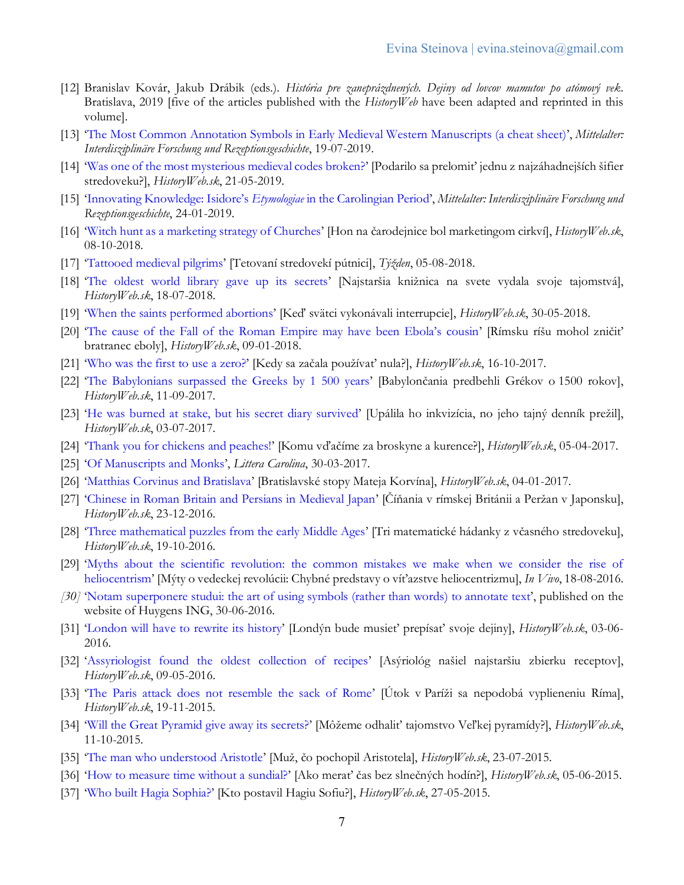[12] Branislav Kovár, Jakub Drábik (eds.). *História pre zaneprázdnených. Dejiny od lovcov mamutov po atómový vek*. Bratislava, 2019 [five of the articles published with the *HistoryWeb* have been adapted and reprinted in this volume].

[13] 'The Most Common Annotation Symbols in Early Medieval Western Manuscripts (a cheat sheet)', *Mittelalter: Interdisziplinäre Forschung und Rezeptionsgeschichte*, 19-07-2019.

[14] 'Was one of the most mysterious medieval codes broken?' [Podarilo sa prelomiť jednu z najzáhadnejších šifier stredoveku?], *HistoryWeb.sk*, 21-05-2019.

[15] 'Innovating Knowledge: Isidore's *Etymologiae* in the Carolingian Period', *Mittelalter: Interdisziplinäre Forschung und Rezeptionsgeschichte*, 24-01-2019.

[16] 'Witch hunt as a marketing strategy of Churches' [Hon na čarodejnice bol marketingom cirkví], *HistoryWeb.sk*, 08-10-2018.

[17] 'Tattooed medieval pilgrims' [Tetovaní stredovekí pútnici], *Týždeň*, 05-08-2018.

[18] 'The oldest world library gave up its secrets' [Najstaršia knižnica na svete vydala svoje tajomstvá], *HistoryWeb.sk*, 18-07-2018.

[19] 'When the saints performed abortions' [Keď svätci vykonávali interrupcie], *HistoryWeb.sk*, 30-05-2018.

[20] 'The cause of the Fall of the Roman Empire may have been Ebola's cousin' [Rímsku ríšu mohol zničiť bratranec eboly], *HistoryWeb.sk*, 09-01-2018.

[21] 'Who was the first to use a zero?' [Kedy sa začala používať nula?], *HistoryWeb.sk*, 16-10-2017.

[22] 'The Babylonians surpassed the Greeks by 1 500 years' [Babylončania predbehli Grékov o 1500 rokov], *HistoryWeb.sk*, 11-09-2017.

[23] 'He was burned at stake, but his secret diary survived' [Upálila ho inkvizícia, no jeho tajný denník prežil], *HistoryWeb.sk*, 03-07-2017.

[24] 'Thank you for chickens and peaches!' [Komu vďačíme za broskyne a kurence?], *HistoryWeb.sk*, 05-04-2017.

[25] 'Of Manuscripts and Monks', *Littera Carolina*, 30-03-2017.

[26] 'Matthias Corvinus and Bratislava' [Bratislavské stopy Mateja Korvína], *HistoryWeb.sk*, 04-01-2017.

[27] 'Chinese in Roman Britain and Persians in Medieval Japan' [Číňania v rímskej Británii a Peržan v Japonsku], *HistoryWeb.sk*, 23-12-2016.

[28] 'Three mathematical puzzles from the early Middle Ages' [Tri matematické hádanky z včasného stredoveku], *HistoryWeb.sk*, 19-10-2016.

[29] 'Myths about the scientific revolution: the common mistakes we make when we consider the rise of heliocentrism' [Mýty o vedeckej revolúcii: Chybné predstavy o víťazstve heliocentrizmu], *In Vivo*, 18-08-2016.

*[30]* 'Notam superponere studui: the art of using symbols (rather than words) to annotate text', published on the website of Huygens ING, 30-06-2016.

[31] 'London will have to rewrite its history' [Londýn bude musieť prepísať svoje dejiny], *HistoryWeb.sk*, 03-06-2016.

[32] 'Assyriologist found the oldest collection of recipes' [Asýriológ našiel najstaršiu zbierku receptov], *HistoryWeb.sk*, 09-05-2016.

[33] 'The Paris attack does not resemble the sack of Rome' [Útok v Paríži sa nepodobá vypleneniu Ríma], *HistoryWeb.sk*, 19-11-2015.

[34] 'Will the Great Pyramid give away its secrets?' [Môžeme odhaliť tajomstvo Veľkej pyramídy?], *HistoryWeb.sk*, 11-10-2015.

[35] 'The man who understood Aristotle' [Muž, čo pochopil Aristotela], *HistoryWeb.sk*, 23-07-2015.

[36] 'How to measure time without a sundial?' [Ako merať čas bez slnečných hodín?], *HistoryWeb.sk*, 05-06-2015.

[37] 'Who built Hagia Sophia?' [Kto postavil Hagiu Sofiu?], *HistoryWeb.sk*, 27-05-2015.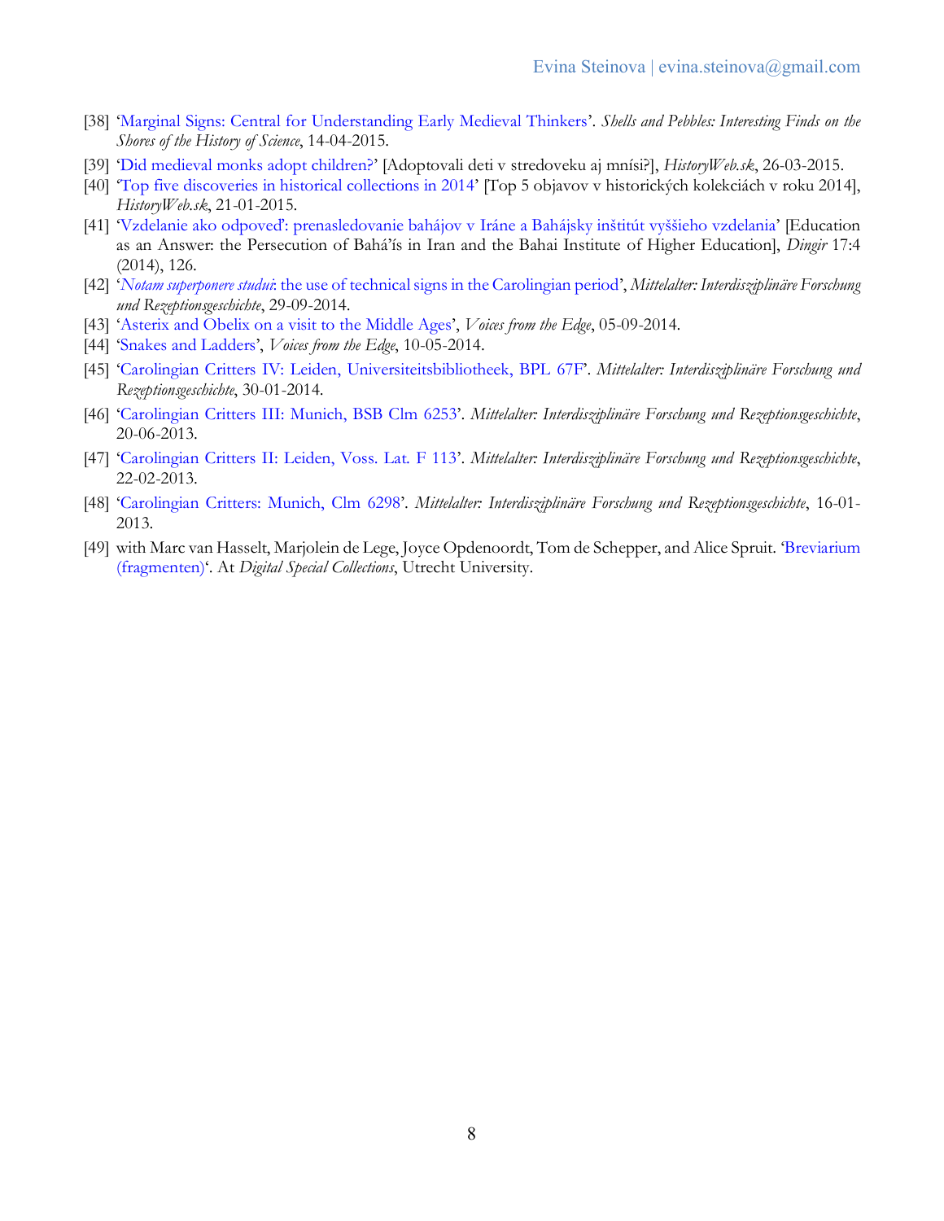[38] 'Marginal Signs: Central for Understanding Early Medieval Thinkers'. *Shells and Pebbles: Interesting Finds on the Shores of the History of Science*, 14-04-2015.

[39] 'Did medieval monks adopt children?' [Adoptovali deti v stredoveku aj mnísi?], *HistoryWeb.sk*, 26-03-2015.

[40] 'Top five discoveries in historical collections in 2014' [Top 5 objavov v historických kolekciách v roku 2014], *HistoryWeb.sk*, 21-01-2015.

[41] 'Vzdelanie ako odpoveď: prenasledovanie bahájov v Iráne a Bahájsky inštitút vyššieho vzdelania' [Education as an Answer: the Persecution of Bahá'ís in Iran and the Bahai Institute of Higher Education], *Dingir* 17:4 (2014), 126.

[42] '*Notam superponere studui*: the use of technical signs in the Carolingian period', *Mittelalter: Interdisziplinäre Forschung und Rezeptionsgeschichte*, 29-09-2014.

[43] 'Asterix and Obelix on a visit to the Middle Ages', *Voices from the Edge*, 05-09-2014.

[44] 'Snakes and Ladders', *Voices from the Edge*, 10-05-2014.

[45] 'Carolingian Critters IV: Leiden, Universiteitsbibliotheek, BPL 67F'. *Mittelalter: Interdisziplinäre Forschung und Rezeptionsgeschichte*, 30-01-2014.

[46] 'Carolingian Critters III: Munich, BSB Clm 6253'. *Mittelalter: Interdisziplinäre Forschung und Rezeptionsgeschichte*, 20-06-2013.

[47] 'Carolingian Critters II: Leiden, Voss. Lat. F 113'. *Mittelalter: Interdisziplinäre Forschung und Rezeptionsgeschichte*, 22-02-2013.

[48] 'Carolingian Critters: Munich, Clm 6298'. *Mittelalter: Interdisziplinäre Forschung und Rezeptionsgeschichte*, 16-01-2013.

[49] with Marc van Hasselt, Marjolein de Lege, Joyce Opdenoordt, Tom de Schepper, and Alice Spruit. 'Breviarium (fragmenten)'. At *Digital Special Collections*, Utrecht University.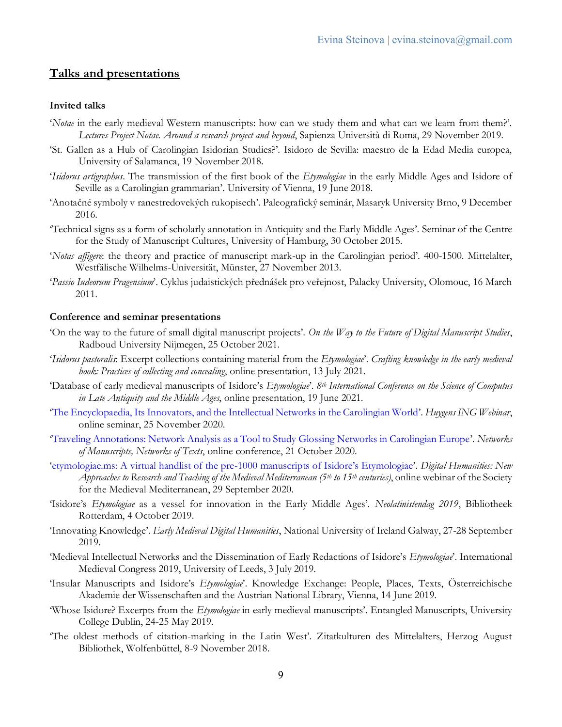## Talks and presentations

### Invited talks

'*Notae* in the early medieval Western manuscripts: how can we study them and what can we learn from them?'. *Lectures Project Notae. Around a research project and beyond*, Sapienza Università di Roma, 29 November 2019.

'St. Gallen as a Hub of Carolingian Isidorian Studies?'. Isidoro de Sevilla: maestro de la Edad Media europea, University of Salamanca, 19 November 2018.

'*Isidorus artigraphus*. The transmission of the first book of the *Etymologiae* in the early Middle Ages and Isidore of Seville as a Carolingian grammarian'. University of Vienna, 19 June 2018.

'Anotačné symboly v ranestredovekých rukopisech'. Paleografický seminár, Masaryk University Brno, 9 December 2016.

'Technical signs as a form of scholarly annotation in Antiquity and the Early Middle Ages'. Seminar of the Centre for the Study of Manuscript Cultures, University of Hamburg, 30 October 2015.

'*Notas affigere*: the theory and practice of manuscript mark-up in the Carolingian period'. 400-1500. Mittelalter, Westfälische Wilhelms-Universität, Münster, 27 November 2013.

'*Passio Iudeorum Pragensium*'. Cyklus judaistických přednášek pro veřejnost, Palacky University, Olomouc, 16 March 2011.

### Conference and seminar presentations

'On the way to the future of small digital manuscript projects'. *On the Way to the Future of Digital Manuscript Studies*, Radboud University Nijmegen, 25 October 2021.

'*Isidorus pastoralis*: Excerpt collections containing material from the *Etymologiae*'. *Crafting knowledge in the early medieval book: Practices of collecting and concealing*, online presentation, 13 July 2021.

'Database of early medieval manuscripts of Isidore's *Etymologiae*'. *8th International Conference on the Science of Computus in Late Antiquity and the Middle Ages*, online presentation, 19 June 2021.

'The Encyclopaedia, Its Innovators, and the Intellectual Networks in the Carolingian World'. *Huygens ING Webinar*, online seminar, 25 November 2020.

'Traveling Annotations: Network Analysis as a Tool to Study Glossing Networks in Carolingian Europe'. *Networks of Manuscripts, Networks of Texts*, online conference, 21 October 2020.

'etymologiae.ms: A virtual handlist of the pre-1000 manuscripts of Isidore's Etymologiae'. *Digital Humanities: New Approaches to Research and Teaching of the Medieval Mediterranean (5th to 15th centuries)*, online webinar of the Society for the Medieval Mediterranean, 29 September 2020.

'Isidore's *Etymologiae* as a vessel for innovation in the Early Middle Ages'. *Neolatinistendag 2019*, Bibliotheek Rotterdam, 4 October 2019.

'Innovating Knowledge'. *Early Medieval Digital Humanities*, National University of Ireland Galway, 27-28 September 2019.

'Medieval Intellectual Networks and the Dissemination of Early Redactions of Isidore's *Etymologiae*'. International Medieval Congress 2019, University of Leeds, 3 July 2019.

'Insular Manuscripts and Isidore's *Etymologiae*'. Knowledge Exchange: People, Places, Texts, Österreichische Akademie der Wissenschaften and the Austrian National Library, Vienna, 14 June 2019.

'Whose Isidore? Excerpts from the *Etymologiae* in early medieval manuscripts'. Entangled Manuscripts, University College Dublin, 24-25 May 2019.

'The oldest methods of citation-marking in the Latin West'. Zitatkulturen des Mittelalters, Herzog August Bibliothek, Wolfenbüttel, 8-9 November 2018.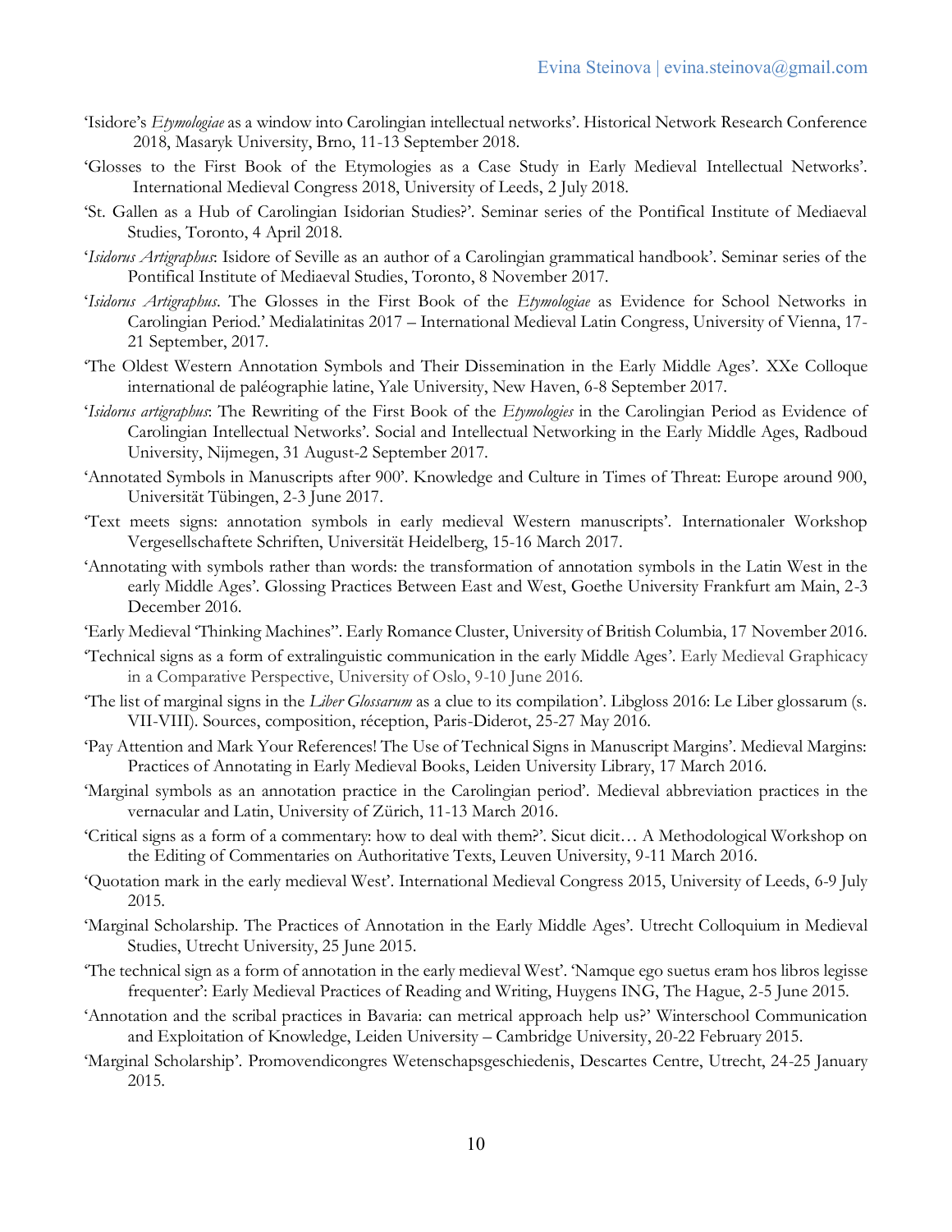'Isidore's *Etymologiae* as a window into Carolingian intellectual networks'. Historical Network Research Conference 2018, Masaryk University, Brno, 11-13 September 2018.

'Glosses to the First Book of the Etymologies as a Case Study in Early Medieval Intellectual Networks'. International Medieval Congress 2018, University of Leeds, 2 July 2018.

'St. Gallen as a Hub of Carolingian Isidorian Studies?'. Seminar series of the Pontifical Institute of Mediaeval Studies, Toronto, 4 April 2018.

'*Isidorus Artigraphus*: Isidore of Seville as an author of a Carolingian grammatical handbook'. Seminar series of the Pontifical Institute of Mediaeval Studies, Toronto, 8 November 2017.

'*Isidorus Artigraphus*. The Glosses in the First Book of the *Etymologiae* as Evidence for School Networks in Carolingian Period.' Medialatinitas 2017 – International Medieval Latin Congress, University of Vienna, 17-21 September, 2017.

'The Oldest Western Annotation Symbols and Their Dissemination in the Early Middle Ages'. XXe Colloque international de paléographie latine, Yale University, New Haven, 6-8 September 2017.

'*Isidorus artigraphus*: The Rewriting of the First Book of the *Etymologies* in the Carolingian Period as Evidence of Carolingian Intellectual Networks'. Social and Intellectual Networking in the Early Middle Ages, Radboud University, Nijmegen, 31 August-2 September 2017.

'Annotated Symbols in Manuscripts after 900'. Knowledge and Culture in Times of Threat: Europe around 900, Universität Tübingen, 2-3 June 2017.

'Text meets signs: annotation symbols in early medieval Western manuscripts'. Internationaler Workshop Vergesellschaftete Schriften, Universität Heidelberg, 15-16 March 2017.

'Annotating with symbols rather than words: the transformation of annotation symbols in the Latin West in the early Middle Ages'. Glossing Practices Between East and West, Goethe University Frankfurt am Main, 2-3 December 2016.

'Early Medieval 'Thinking Machines''. Early Romance Cluster, University of British Columbia, 17 November 2016.

'Technical signs as a form of extralinguistic communication in the early Middle Ages'. Early Medieval Graphicacy in a Comparative Perspective, University of Oslo, 9-10 June 2016.

'The list of marginal signs in the *Liber Glossarum* as a clue to its compilation'. Libgloss 2016: Le Liber glossarum (s. VII-VIII). Sources, composition, réception, Paris-Diderot, 25-27 May 2016.

'Pay Attention and Mark Your References! The Use of Technical Signs in Manuscript Margins'. Medieval Margins: Practices of Annotating in Early Medieval Books, Leiden University Library, 17 March 2016.

'Marginal symbols as an annotation practice in the Carolingian period'. Medieval abbreviation practices in the vernacular and Latin, University of Zürich, 11-13 March 2016.

'Critical signs as a form of a commentary: how to deal with them?'. Sicut dicit… A Methodological Workshop on the Editing of Commentaries on Authoritative Texts, Leuven University, 9-11 March 2016.

'Quotation mark in the early medieval West'. International Medieval Congress 2015, University of Leeds, 6-9 July 2015.

'Marginal Scholarship. The Practices of Annotation in the Early Middle Ages'. Utrecht Colloquium in Medieval Studies, Utrecht University, 25 June 2015.

'The technical sign as a form of annotation in the early medieval West'. 'Namque ego suetus eram hos libros legisse frequenter': Early Medieval Practices of Reading and Writing, Huygens ING, The Hague, 2-5 June 2015.

'Annotation and the scribal practices in Bavaria: can metrical approach help us?' Winterschool Communication and Exploitation of Knowledge, Leiden University – Cambridge University, 20-22 February 2015.

'Marginal Scholarship'. Promovendicongres Wetenschapsgeschiedenis, Descartes Centre, Utrecht, 24-25 January 2015.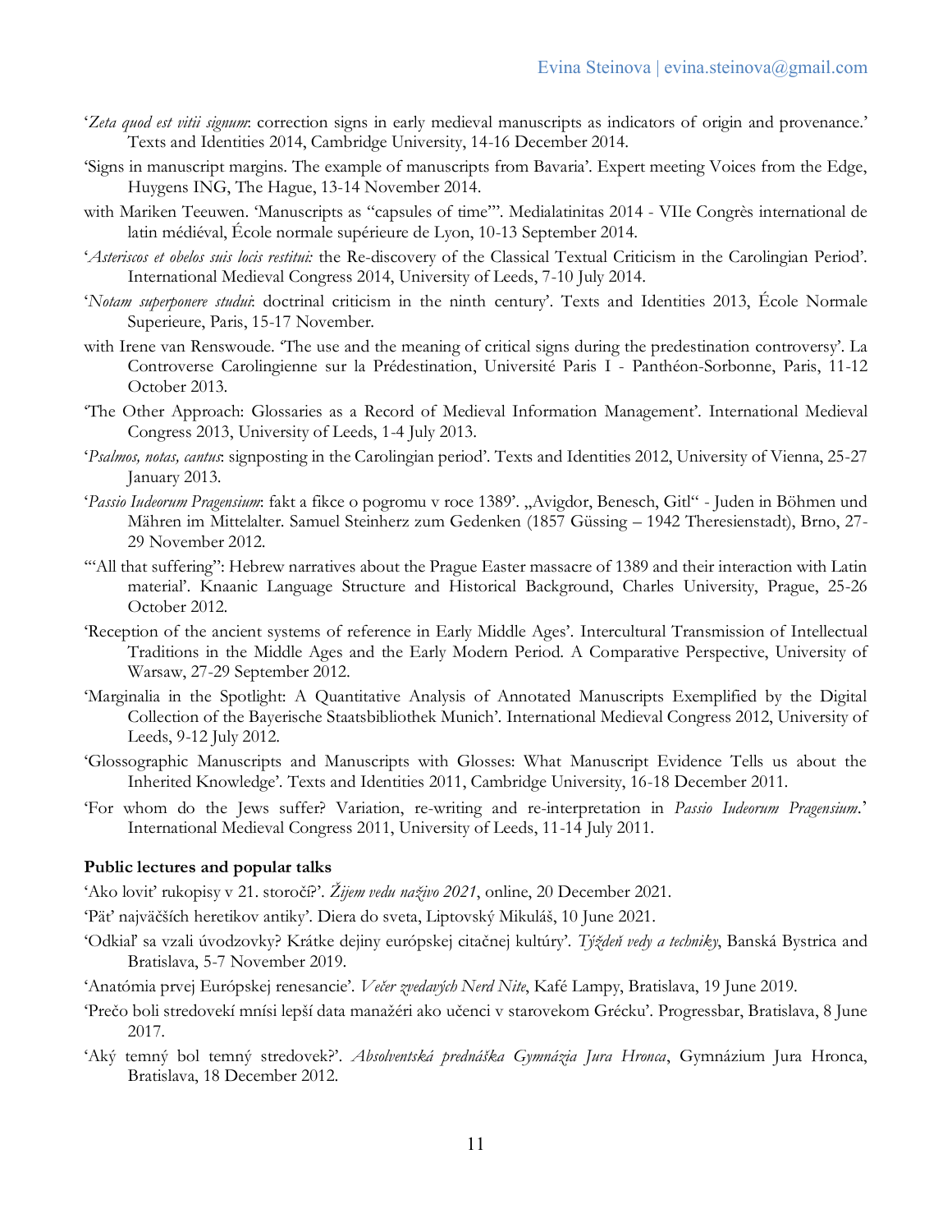'*Zeta quod est vitii signum*: correction signs in early medieval manuscripts as indicators of origin and provenance.' Texts and Identities 2014, Cambridge University, 14-16 December 2014.

'Signs in manuscript margins. The example of manuscripts from Bavaria'. Expert meeting Voices from the Edge, Huygens ING, The Hague, 13-14 November 2014.

with Mariken Teeuwen. 'Manuscripts as "capsules of time"'. Medialatinitas 2014 - VIIe Congrès international de latin médiéval, École normale supérieure de Lyon, 10-13 September 2014.

'*Asteriscos et obelos suis locis restitui:* the Re-discovery of the Classical Textual Criticism in the Carolingian Period'. International Medieval Congress 2014, University of Leeds, 7-10 July 2014.

'*Notam superponere studui*: doctrinal criticism in the ninth century'. Texts and Identities 2013, École Normale Superieure, Paris, 15-17 November.

with Irene van Renswoude. 'The use and the meaning of critical signs during the predestination controversy'. La Controverse Carolingienne sur la Prédestination, Université Paris I - Panthéon-Sorbonne, Paris, 11-12 October 2013.

'The Other Approach: Glossaries as a Record of Medieval Information Management'. International Medieval Congress 2013, University of Leeds, 1-4 July 2013.

'*Psalmos, notas, cantus*: signposting in the Carolingian period'. Texts and Identities 2012, University of Vienna, 25-27 January 2013.

'*Passio Iudeorum Pragensium*: fakt a fikce o pogromu v roce 1389'. „Avigdor, Benesch, Gitl" - Juden in Böhmen und Mähren im Mittelalter. Samuel Steinherz zum Gedenken (1857 Güssing – 1942 Theresienstadt), Brno, 27-29 November 2012.

'"All that suffering": Hebrew narratives about the Prague Easter massacre of 1389 and their interaction with Latin material'. Knaanic Language Structure and Historical Background, Charles University, Prague, 25-26 October 2012.

'Reception of the ancient systems of reference in Early Middle Ages'. Intercultural Transmission of Intellectual Traditions in the Middle Ages and the Early Modern Period. A Comparative Perspective, University of Warsaw, 27-29 September 2012.

'Marginalia in the Spotlight: A Quantitative Analysis of Annotated Manuscripts Exemplified by the Digital Collection of the Bayerische Staatsbibliothek Munich'. International Medieval Congress 2012, University of Leeds, 9-12 July 2012.

'Glossographic Manuscripts and Manuscripts with Glosses: What Manuscript Evidence Tells us about the Inherited Knowledge'. Texts and Identities 2011, Cambridge University, 16-18 December 2011.

'For whom do the Jews suffer? Variation, re-writing and re-interpretation in *Passio Iudeorum Pragensium*.' International Medieval Congress 2011, University of Leeds, 11-14 July 2011.

### Public lectures and popular talks

'Ako loviť rukopisy v 21. storočí?'. *Žijem vedu naživo 2021*, online, 20 December 2021.

'Päť najväčších heretikov antiky'. Diera do sveta, Liptovský Mikuláš, 10 June 2021.

'Odkiaľ sa vzali úvodzovky? Krátke dejiny európskej citačnej kultúry'. *Týždeň vedy a techniky*, Banská Bystrica and Bratislava, 5-7 November 2019.

'Anatómia prvej Európskej renesancie'. *Večer zvedavých Nerd Nite*, Kafé Lampy, Bratislava, 19 June 2019.

'Prečo boli stredovekí mnísi lepší data manažéri ako učenci v starovekom Grécku'. Progressbar, Bratislava, 8 June 2017.

'Aký temný bol temný stredovek?'. *Absolventská prednáška Gymnázia Jura Hronca*, Gymnázium Jura Hronca, Bratislava, 18 December 2012.